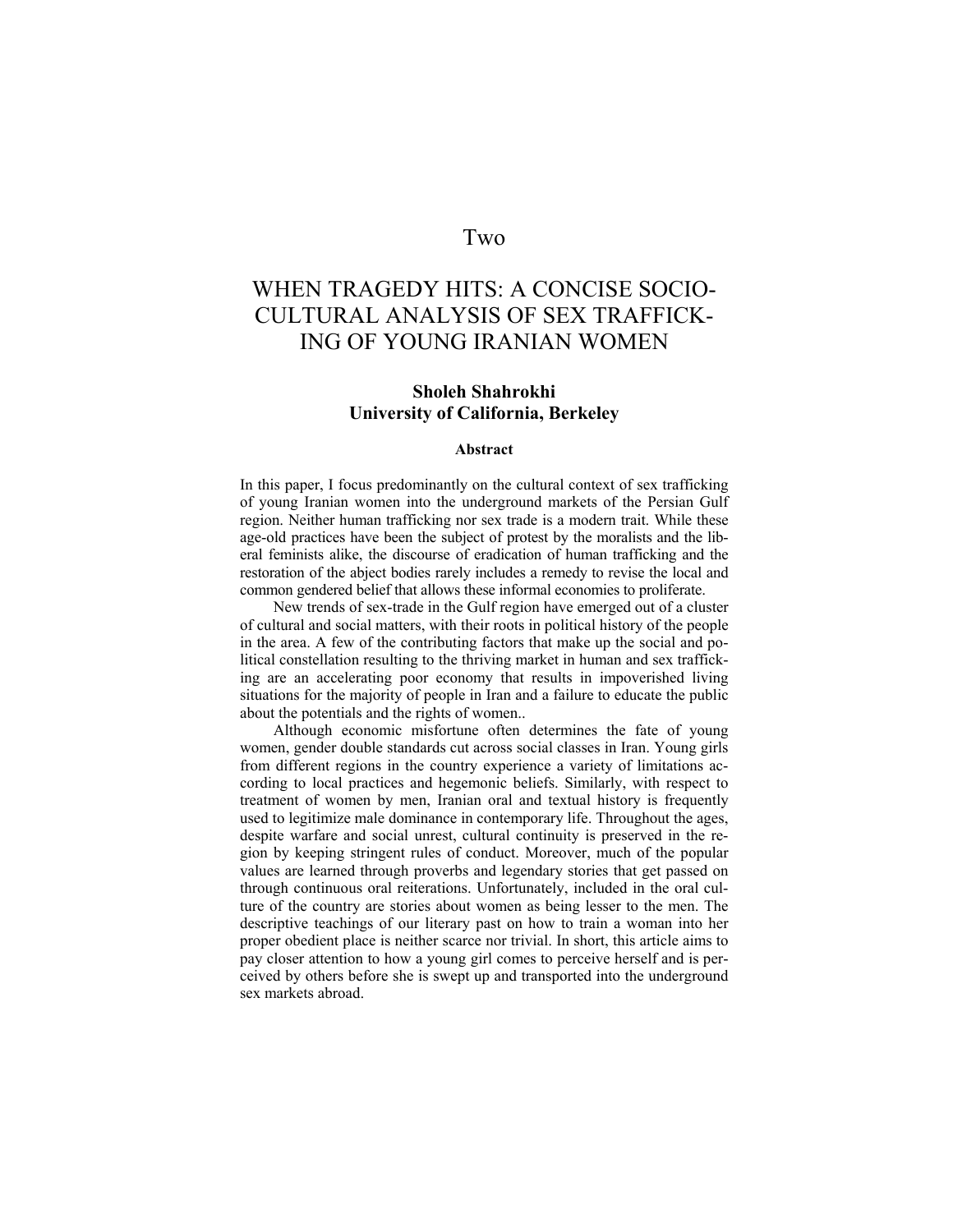Two

# WHEN TRAGEDY HITS: A CONCISE SOCIO-CULTURAL ANALYSIS OF SEX TRAFFICKING OF YOUNG IRANIAN WOMEN

**Sholeh Shahrokhi**
**University of California, Berkeley**

**Abstract**

In this paper, I focus predominantly on the cultural context of sex trafficking of young Iranian women into the underground markets of the Persian Gulf region. Neither human trafficking nor sex trade is a modern trait. While these age-old practices have been the subject of protest by the moralists and the liberal feminists alike, the discourse of eradication of human trafficking and the restoration of the abject bodies rarely includes a remedy to revise the local and common gendered belief that allows these informal economies to proliferate.

New trends of sex-trade in the Gulf region have emerged out of a cluster of cultural and social matters, with their roots in political history of the people in the area. A few of the contributing factors that make up the social and political constellation resulting to the thriving market in human and sex trafficking are an accelerating poor economy that results in impoverished living situations for the majority of people in Iran and a failure to educate the public about the potentials and the rights of women..

Although economic misfortune often determines the fate of young women, gender double standards cut across social classes in Iran. Young girls from different regions in the country experience a variety of limitations according to local practices and hegemonic beliefs. Similarly, with respect to treatment of women by men, Iranian oral and textual history is frequently used to legitimize male dominance in contemporary life. Throughout the ages, despite warfare and social unrest, cultural continuity is preserved in the region by keeping stringent rules of conduct. Moreover, much of the popular values are learned through proverbs and legendary stories that get passed on through continuous oral reiterations. Unfortunately, included in the oral culture of the country are stories about women as being lesser to the men. The descriptive teachings of our literary past on how to train a woman into her proper obedient place is neither scarce nor trivial. In short, this article aims to pay closer attention to how a young girl comes to perceive herself and is perceived by others before she is swept up and transported into the underground sex markets abroad.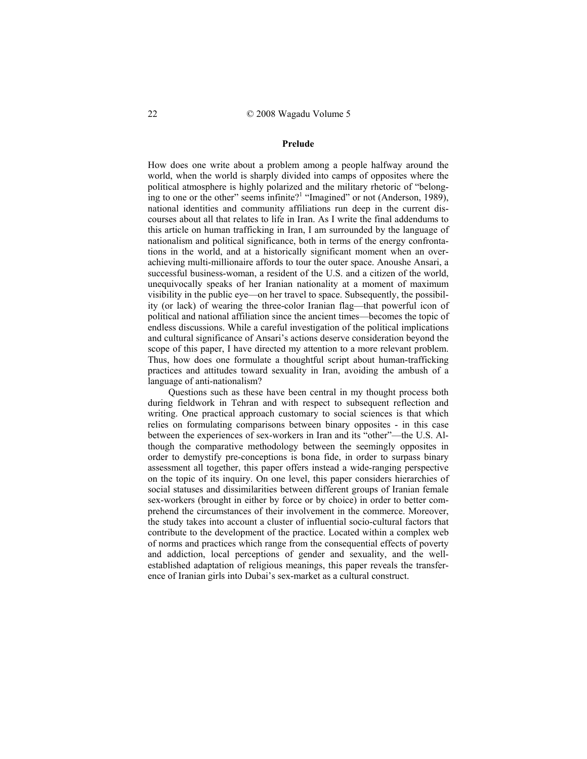## Prelude

How does one write about a problem among a people halfway around the world, when the world is sharply divided into camps of opposites where the political atmosphere is highly polarized and the military rhetoric of "belonging to one or the other" seems infinite?[1] "Imagined" or not (Anderson, 1989), national identities and community affiliations run deep in the current discourses about all that relates to life in Iran. As I write the final addendums to this article on human trafficking in Iran, I am surrounded by the language of nationalism and political significance, both in terms of the energy confrontations in the world, and at a historically significant moment when an overachieving multi-millionaire affords to tour the outer space. Anoushe Ansari, a successful business-woman, a resident of the U.S. and a citizen of the world, unequivocally speaks of her Iranian nationality at a moment of maximum visibility in the public eye—on her travel to space. Subsequently, the possibility (or lack) of wearing the three-color Iranian flag—that powerful icon of political and national affiliation since the ancient times—becomes the topic of endless discussions. While a careful investigation of the political implications and cultural significance of Ansari's actions deserve consideration beyond the scope of this paper, I have directed my attention to a more relevant problem. Thus, how does one formulate a thoughtful script about human-trafficking practices and attitudes toward sexuality in Iran, avoiding the ambush of a language of anti-nationalism?

Questions such as these have been central in my thought process both during fieldwork in Tehran and with respect to subsequent reflection and writing. One practical approach customary to social sciences is that which relies on formulating comparisons between binary opposites - in this case between the experiences of sex-workers in Iran and its "other"—the U.S. Although the comparative methodology between the seemingly opposites in order to demystify pre-conceptions is bona fide, in order to surpass binary assessment all together, this paper offers instead a wide-ranging perspective on the topic of its inquiry. On one level, this paper considers hierarchies of social statuses and dissimilarities between different groups of Iranian female sex-workers (brought in either by force or by choice) in order to better comprehend the circumstances of their involvement in the commerce. Moreover, the study takes into account a cluster of influential socio-cultural factors that contribute to the development of the practice. Located within a complex web of norms and practices which range from the consequential effects of poverty and addiction, local perceptions of gender and sexuality, and the well-established adaptation of religious meanings, this paper reveals the transference of Iranian girls into Dubai's sex-market as a cultural construct.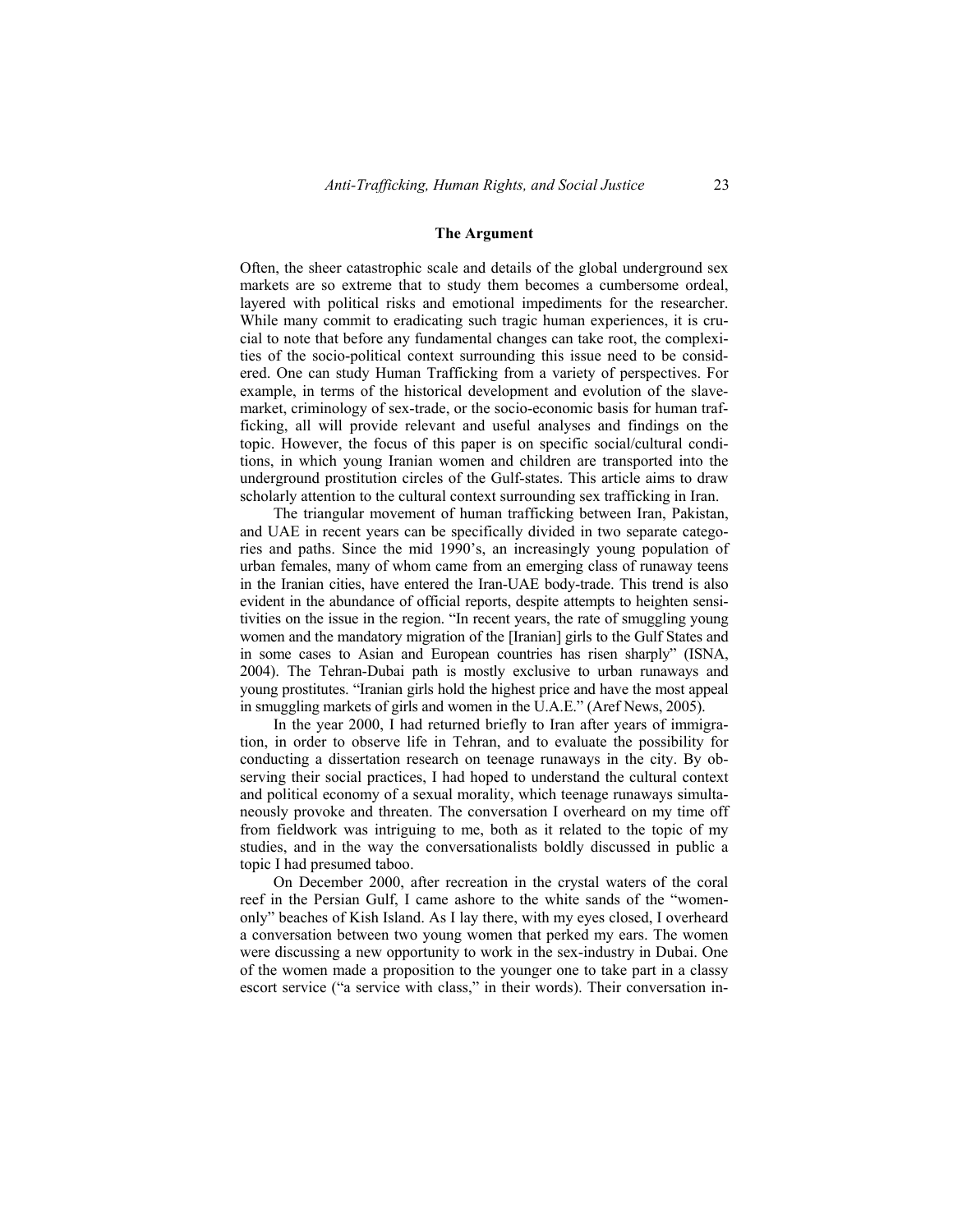### The Argument

Often, the sheer catastrophic scale and details of the global underground sex markets are so extreme that to study them becomes a cumbersome ordeal, layered with political risks and emotional impediments for the researcher. While many commit to eradicating such tragic human experiences, it is crucial to note that before any fundamental changes can take root, the complexities of the socio-political context surrounding this issue need to be considered. One can study Human Trafficking from a variety of perspectives. For example, in terms of the historical development and evolution of the slave-market, criminology of sex-trade, or the socio-economic basis for human trafficking, all will provide relevant and useful analyses and findings on the topic. However, the focus of this paper is on specific social/cultural conditions, in which young Iranian women and children are transported into the underground prostitution circles of the Gulf-states. This article aims to draw scholarly attention to the cultural context surrounding sex trafficking in Iran.

The triangular movement of human trafficking between Iran, Pakistan, and UAE in recent years can be specifically divided in two separate categories and paths. Since the mid 1990's, an increasingly young population of urban females, many of whom came from an emerging class of runaway teens in the Iranian cities, have entered the Iran-UAE body-trade. This trend is also evident in the abundance of official reports, despite attempts to heighten sensitivities on the issue in the region. "In recent years, the rate of smuggling young women and the mandatory migration of the [Iranian] girls to the Gulf States and in some cases to Asian and European countries has risen sharply" (ISNA, 2004). The Tehran-Dubai path is mostly exclusive to urban runaways and young prostitutes. "Iranian girls hold the highest price and have the most appeal in smuggling markets of girls and women in the U.A.E." (Aref News, 2005).

In the year 2000, I had returned briefly to Iran after years of immigration, in order to observe life in Tehran, and to evaluate the possibility for conducting a dissertation research on teenage runaways in the city. By observing their social practices, I had hoped to understand the cultural context and political economy of a sexual morality, which teenage runaways simultaneously provoke and threaten. The conversation I overheard on my time off from fieldwork was intriguing to me, both as it related to the topic of my studies, and in the way the conversationalists boldly discussed in public a topic I had presumed taboo.

On December 2000, after recreation in the crystal waters of the coral reef in the Persian Gulf, I came ashore to the white sands of the "women-only" beaches of Kish Island. As I lay there, with my eyes closed, I overheard a conversation between two young women that perked my ears. The women were discussing a new opportunity to work in the sex-industry in Dubai. One of the women made a proposition to the younger one to take part in a classy escort service ("a service with class," in their words). Their conversation in-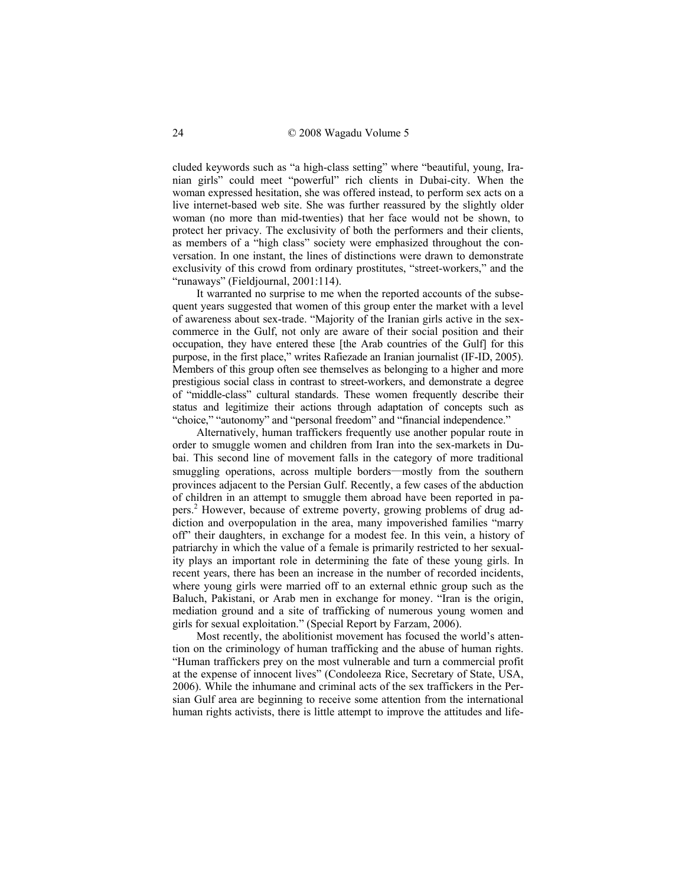cluded keywords such as "a high-class setting" where "beautiful, young, Iranian girls" could meet "powerful" rich clients in Dubai-city. When the woman expressed hesitation, she was offered instead, to perform sex acts on a live internet-based web site. She was further reassured by the slightly older woman (no more than mid-twenties) that her face would not be shown, to protect her privacy. The exclusivity of both the performers and their clients, as members of a "high class" society were emphasized throughout the conversation. In one instant, the lines of distinctions were drawn to demonstrate exclusivity of this crowd from ordinary prostitutes, "street-workers," and the "runaways" (Fieldjournal, 2001:114).

It warranted no surprise to me when the reported accounts of the subsequent years suggested that women of this group enter the market with a level of awareness about sex-trade. "Majority of the Iranian girls active in the sex-commerce in the Gulf, not only are aware of their social position and their occupation, they have entered these [the Arab countries of the Gulf] for this purpose, in the first place," writes Rafiezade an Iranian journalist (IF-ID, 2005). Members of this group often see themselves as belonging to a higher and more prestigious social class in contrast to street-workers, and demonstrate a degree of "middle-class" cultural standards. These women frequently describe their status and legitimize their actions through adaptation of concepts such as "choice," "autonomy" and "personal freedom" and "financial independence."

Alternatively, human traffickers frequently use another popular route in order to smuggle women and children from Iran into the sex-markets in Dubai. This second line of movement falls in the category of more traditional smuggling operations, across multiple borders—mostly from the southern provinces adjacent to the Persian Gulf. Recently, a few cases of the abduction of children in an attempt to smuggle them abroad have been reported in papers.[2] However, because of extreme poverty, growing problems of drug addiction and overpopulation in the area, many impoverished families "marry off" their daughters, in exchange for a modest fee. In this vein, a history of patriarchy in which the value of a female is primarily restricted to her sexuality plays an important role in determining the fate of these young girls. In recent years, there has been an increase in the number of recorded incidents, where young girls were married off to an external ethnic group such as the Baluch, Pakistani, or Arab men in exchange for money. "Iran is the origin, mediation ground and a site of trafficking of numerous young women and girls for sexual exploitation." (Special Report by Farzam, 2006).

Most recently, the abolitionist movement has focused the world's attention on the criminology of human trafficking and the abuse of human rights. "Human traffickers prey on the most vulnerable and turn a commercial profit at the expense of innocent lives" (Condoleeza Rice, Secretary of State, USA, 2006). While the inhumane and criminal acts of the sex traffickers in the Persian Gulf area are beginning to receive some attention from the international human rights activists, there is little attempt to improve the attitudes and life-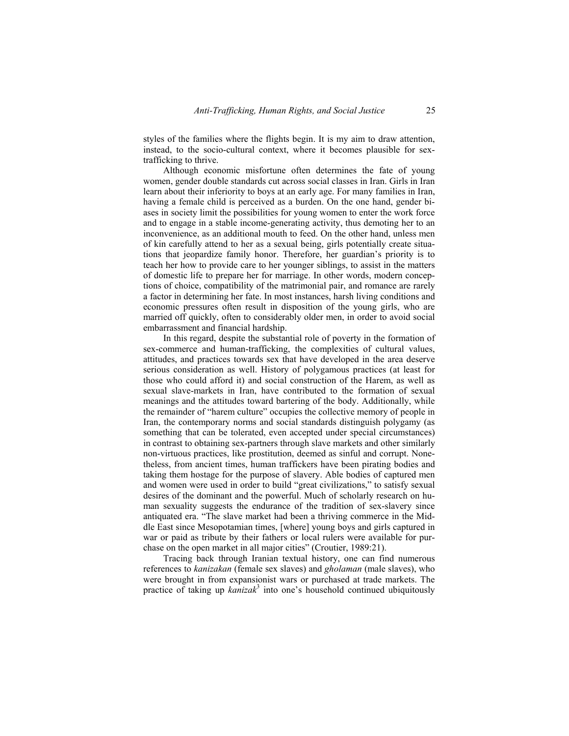styles of the families where the flights begin. It is my aim to draw attention, instead, to the socio-cultural context, where it becomes plausible for sex-trafficking to thrive.

Although economic misfortune often determines the fate of young women, gender double standards cut across social classes in Iran. Girls in Iran learn about their inferiority to boys at an early age. For many families in Iran, having a female child is perceived as a burden. On the one hand, gender biases in society limit the possibilities for young women to enter the work force and to engage in a stable income-generating activity, thus demoting her to an inconvenience, as an additional mouth to feed. On the other hand, unless men of kin carefully attend to her as a sexual being, girls potentially create situations that jeopardize family honor. Therefore, her guardian's priority is to teach her how to provide care to her younger siblings, to assist in the matters of domestic life to prepare her for marriage. In other words, modern conceptions of choice, compatibility of the matrimonial pair, and romance are rarely a factor in determining her fate. In most instances, harsh living conditions and economic pressures often result in disposition of the young girls, who are married off quickly, often to considerably older men, in order to avoid social embarrassment and financial hardship.

In this regard, despite the substantial role of poverty in the formation of sex-commerce and human-trafficking, the complexities of cultural values, attitudes, and practices towards sex that have developed in the area deserve serious consideration as well. History of polygamous practices (at least for those who could afford it) and social construction of the Harem, as well as sexual slave-markets in Iran, have contributed to the formation of sexual meanings and the attitudes toward bartering of the body. Additionally, while the remainder of "harem culture" occupies the collective memory of people in Iran, the contemporary norms and social standards distinguish polygamy (as something that can be tolerated, even accepted under special circumstances) in contrast to obtaining sex-partners through slave markets and other similarly non-virtuous practices, like prostitution, deemed as sinful and corrupt. Nonetheless, from ancient times, human traffickers have been pirating bodies and taking them hostage for the purpose of slavery. Able bodies of captured men and women were used in order to build "great civilizations," to satisfy sexual desires of the dominant and the powerful. Much of scholarly research on human sexuality suggests the endurance of the tradition of sex-slavery since antiquated era. "The slave market had been a thriving commerce in the Middle East since Mesopotamian times, [where] young boys and girls captured in war or paid as tribute by their fathers or local rulers were available for purchase on the open market in all major cities" (Croutier, 1989:21).

Tracing back through Iranian textual history, one can find numerous references to *kanizakan* (female sex slaves) and *gholaman* (male slaves), who were brought in from expansionist wars or purchased at trade markets. The practice of taking up *kanizak*[3] into one's household continued ubiquitously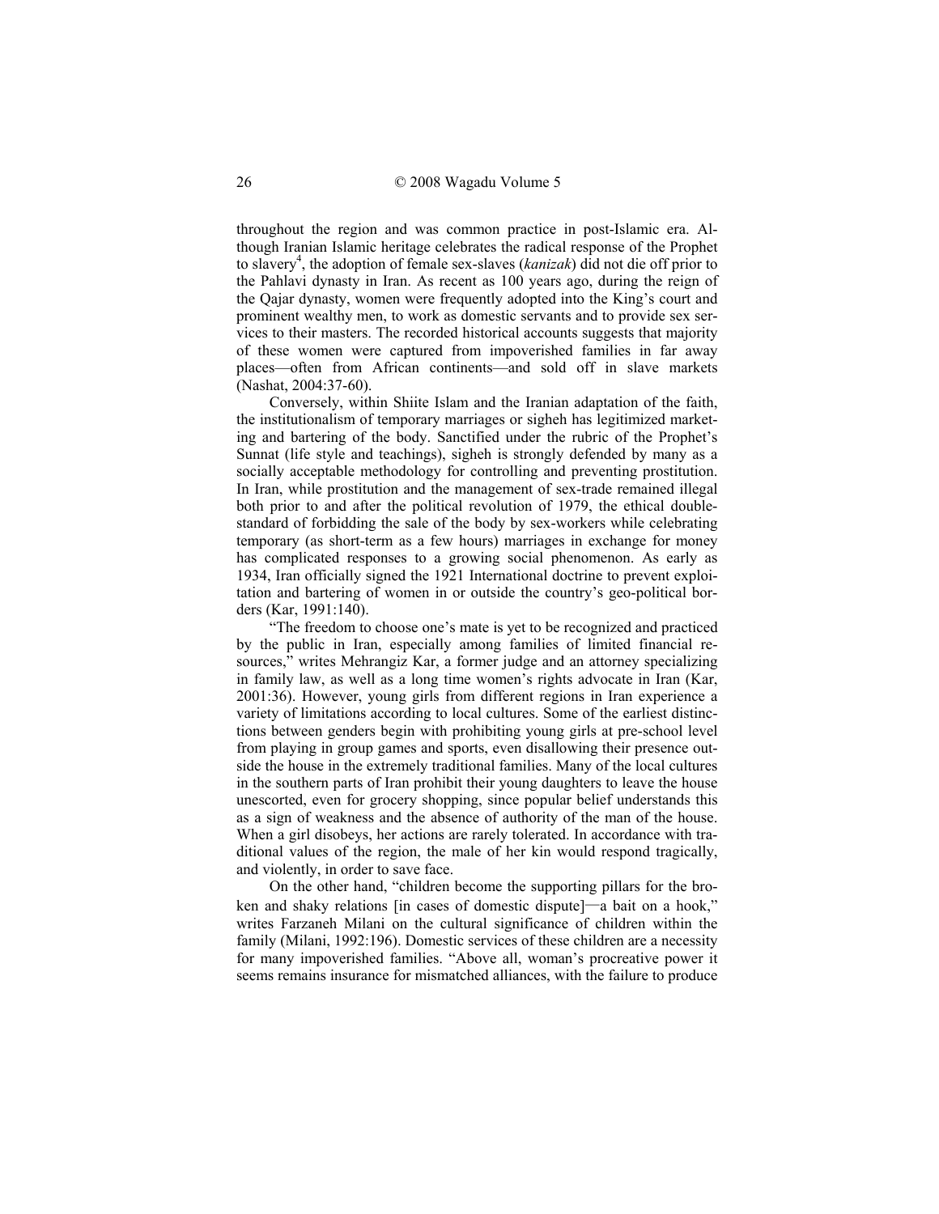throughout the region and was common practice in post-Islamic era. Although Iranian Islamic heritage celebrates the radical response of the Prophet to slavery[4], the adoption of female sex-slaves (*kanizak*) did not die off prior to the Pahlavi dynasty in Iran. As recent as 100 years ago, during the reign of the Qajar dynasty, women were frequently adopted into the King's court and prominent wealthy men, to work as domestic servants and to provide sex services to their masters. The recorded historical accounts suggests that majority of these women were captured from impoverished families in far away places—often from African continents—and sold off in slave markets (Nashat, 2004:37-60).

Conversely, within Shiite Islam and the Iranian adaptation of the faith, the institutionalism of temporary marriages or sigheh has legitimized marketing and bartering of the body. Sanctified under the rubric of the Prophet's Sunnat (life style and teachings), sigheh is strongly defended by many as a socially acceptable methodology for controlling and preventing prostitution. In Iran, while prostitution and the management of sex-trade remained illegal both prior to and after the political revolution of 1979, the ethical double-standard of forbidding the sale of the body by sex-workers while celebrating temporary (as short-term as a few hours) marriages in exchange for money has complicated responses to a growing social phenomenon. As early as 1934, Iran officially signed the 1921 International doctrine to prevent exploitation and bartering of women in or outside the country's geo-political borders (Kar, 1991:140).

"The freedom to choose one's mate is yet to be recognized and practiced by the public in Iran, especially among families of limited financial resources," writes Mehrangiz Kar, a former judge and an attorney specializing in family law, as well as a long time women's rights advocate in Iran (Kar, 2001:36). However, young girls from different regions in Iran experience a variety of limitations according to local cultures. Some of the earliest distinctions between genders begin with prohibiting young girls at pre-school level from playing in group games and sports, even disallowing their presence outside the house in the extremely traditional families. Many of the local cultures in the southern parts of Iran prohibit their young daughters to leave the house unescorted, even for grocery shopping, since popular belief understands this as a sign of weakness and the absence of authority of the man of the house. When a girl disobeys, her actions are rarely tolerated. In accordance with traditional values of the region, the male of her kin would respond tragically, and violently, in order to save face.

On the other hand, "children become the supporting pillars for the broken and shaky relations [in cases of domestic dispute]—a bait on a hook," writes Farzaneh Milani on the cultural significance of children within the family (Milani, 1992:196). Domestic services of these children are a necessity for many impoverished families. "Above all, woman's procreative power it seems remains insurance for mismatched alliances, with the failure to produce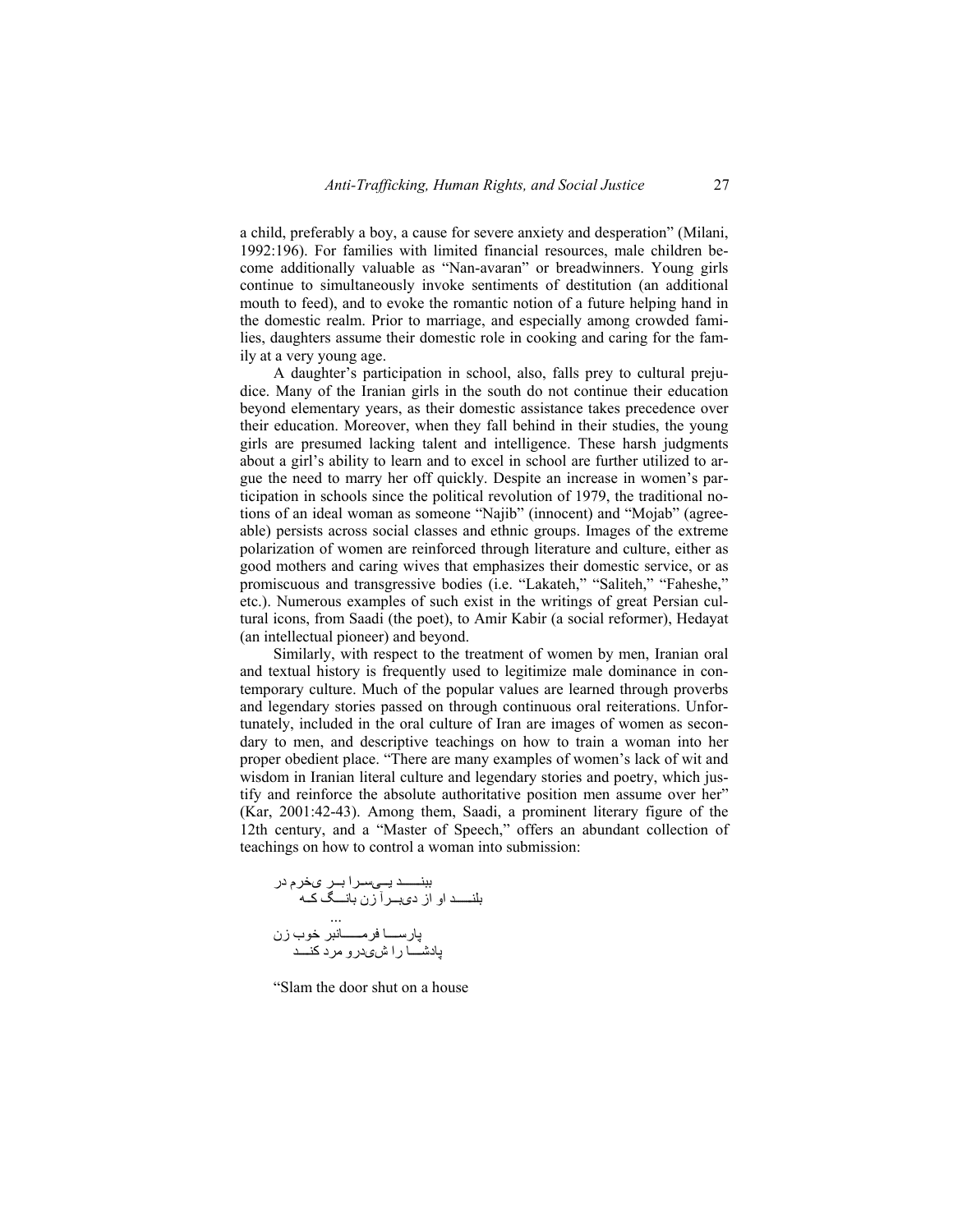a child, preferably a boy, a cause for severe anxiety and desperation" (Milani, 1992:196). For families with limited financial resources, male children become additionally valuable as "Nan-avaran" or breadwinners. Young girls continue to simultaneously invoke sentiments of destitution (an additional mouth to feed), and to evoke the romantic notion of a future helping hand in the domestic realm. Prior to marriage, and especially among crowded families, daughters assume their domestic role in cooking and caring for the family at a very young age.

A daughter's participation in school, also, falls prey to cultural prejudice. Many of the Iranian girls in the south do not continue their education beyond elementary years, as their domestic assistance takes precedence over their education. Moreover, when they fall behind in their studies, the young girls are presumed lacking talent and intelligence. These harsh judgments about a girl's ability to learn and to excel in school are further utilized to argue the need to marry her off quickly. Despite an increase in women's participation in schools since the political revolution of 1979, the traditional notions of an ideal woman as someone "Najib" (innocent) and "Mojab" (agreeable) persists across social classes and ethnic groups. Images of the extreme polarization of women are reinforced through literature and culture, either as good mothers and caring wives that emphasizes their domestic service, or as promiscuous and transgressive bodies (i.e. "Lakateh," "Saliteh," "Faheshe," etc.). Numerous examples of such exist in the writings of great Persian cultural icons, from Saadi (the poet), to Amir Kabir (a social reformer), Hedayat (an intellectual pioneer) and beyond.

Similarly, with respect to the treatment of women by men, Iranian oral and textual history is frequently used to legitimize male dominance in contemporary culture. Much of the popular values are learned through proverbs and legendary stories passed on through continuous oral reiterations. Unfortunately, included in the oral culture of Iran are images of women as secondary to men, and descriptive teachings on how to train a woman into her proper obedient place. "There are many examples of women's lack of wit and wisdom in Iranian literal culture and legendary stories and poetry, which justify and reinforce the absolute authoritative position men assume over her" (Kar, 2001:42-43). Among them, Saadi, a prominent literary figure of the 12th century, and a "Master of Speech," offers an abundant collection of teachings on how to control a woman into submission:

در خرمی بر سرایی ببند
که بانگ زن از وی برآید بلند
...
زن خوب فرمانبر پارسا
کند مرد درویش را پادشا

"Slam the door shut on a house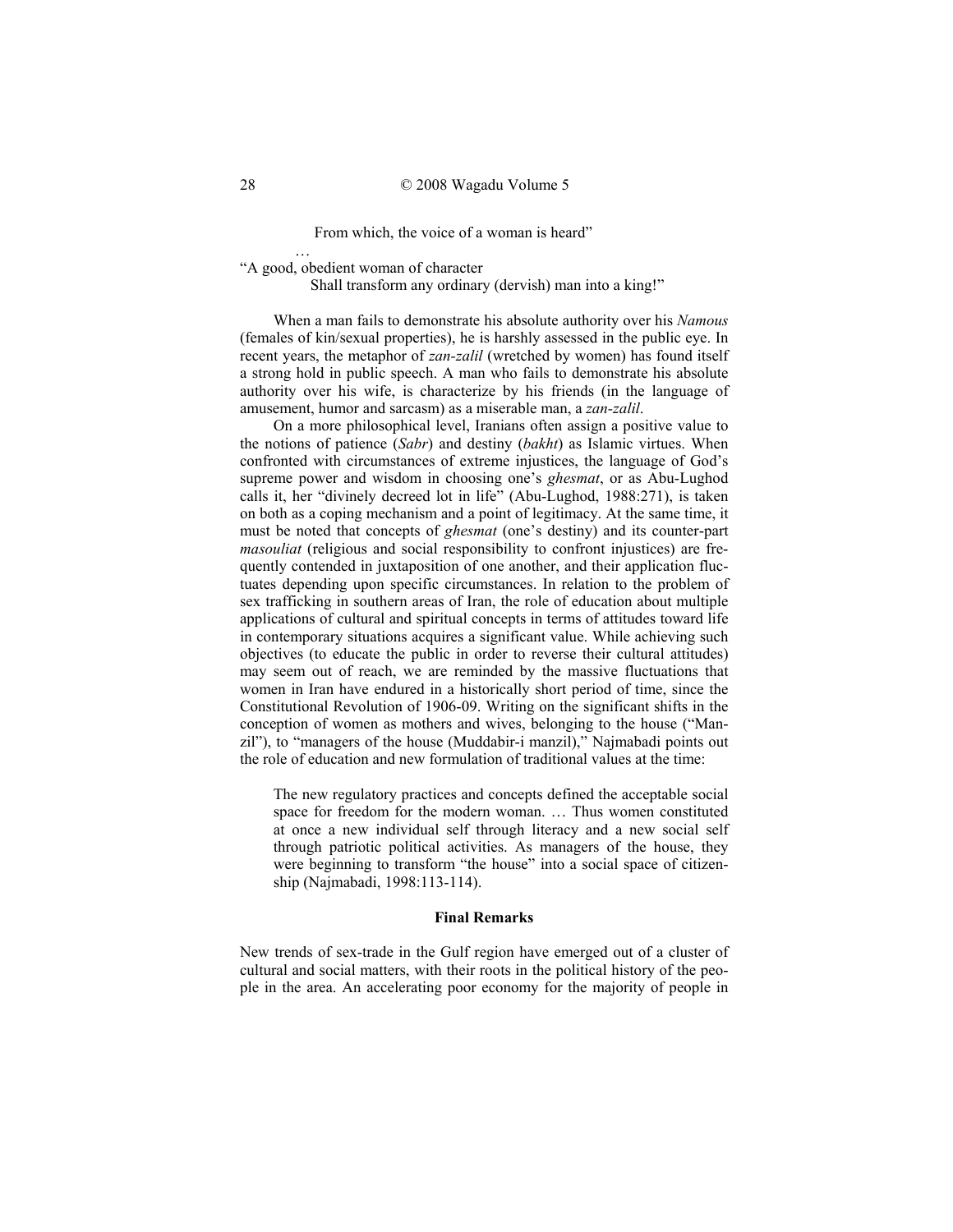From which, the voice of a woman is heard"

…

"A good, obedient woman of character

Shall transform any ordinary (dervish) man into a king!"

When a man fails to demonstrate his absolute authority over his *Namous* (females of kin/sexual properties), he is harshly assessed in the public eye. In recent years, the metaphor of *zan-zalil* (wretched by women) has found itself a strong hold in public speech. A man who fails to demonstrate his absolute authority over his wife, is characterize by his friends (in the language of amusement, humor and sarcasm) as a miserable man, a *zan-zalil*.

On a more philosophical level, Iranians often assign a positive value to the notions of patience (*Sabr*) and destiny (*bakht*) as Islamic virtues. When confronted with circumstances of extreme injustices, the language of God's supreme power and wisdom in choosing one's *ghesmat*, or as Abu-Lughod calls it, her "divinely decreed lot in life" (Abu-Lughod, 1988:271), is taken on both as a coping mechanism and a point of legitimacy. At the same time, it must be noted that concepts of *ghesmat* (one's destiny) and its counter-part *masouliat* (religious and social responsibility to confront injustices) are frequently contended in juxtaposition of one another, and their application fluctuates depending upon specific circumstances. In relation to the problem of sex trafficking in southern areas of Iran, the role of education about multiple applications of cultural and spiritual concepts in terms of attitudes toward life in contemporary situations acquires a significant value. While achieving such objectives (to educate the public in order to reverse their cultural attitudes) may seem out of reach, we are reminded by the massive fluctuations that women in Iran have endured in a historically short period of time, since the Constitutional Revolution of 1906-09. Writing on the significant shifts in the conception of women as mothers and wives, belonging to the house ("Manzil"), to "managers of the house (Muddabir-i manzil)," Najmabadi points out the role of education and new formulation of traditional values at the time:

> The new regulatory practices and concepts defined the acceptable social space for freedom for the modern woman. … Thus women constituted at once a new individual self through literacy and a new social self through patriotic political activities. As managers of the house, they were beginning to transform "the house" into a social space of citizenship (Najmabadi, 1998:113-114).

### Final Remarks

New trends of sex-trade in the Gulf region have emerged out of a cluster of cultural and social matters, with their roots in the political history of the people in the area. An accelerating poor economy for the majority of people in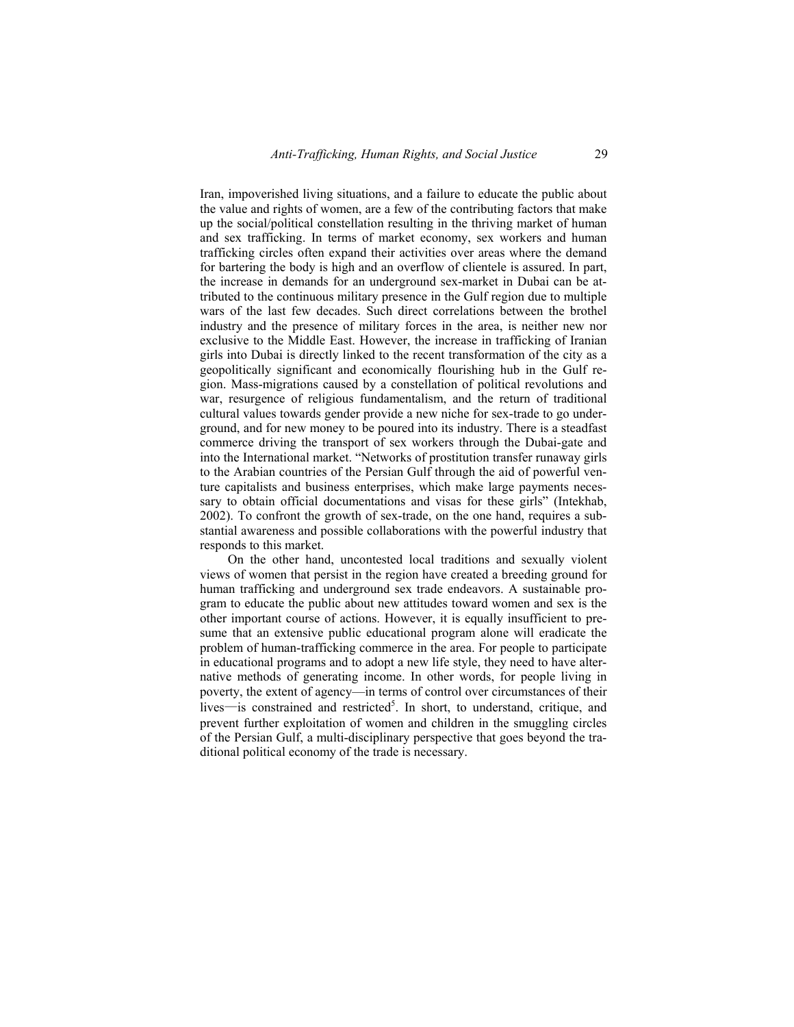Iran, impoverished living situations, and a failure to educate the public about the value and rights of women, are a few of the contributing factors that make up the social/political constellation resulting in the thriving market of human and sex trafficking. In terms of market economy, sex workers and human trafficking circles often expand their activities over areas where the demand for bartering the body is high and an overflow of clientele is assured. In part, the increase in demands for an underground sex-market in Dubai can be attributed to the continuous military presence in the Gulf region due to multiple wars of the last few decades. Such direct correlations between the brothel industry and the presence of military forces in the area, is neither new nor exclusive to the Middle East. However, the increase in trafficking of Iranian girls into Dubai is directly linked to the recent transformation of the city as a geopolitically significant and economically flourishing hub in the Gulf region. Mass-migrations caused by a constellation of political revolutions and war, resurgence of religious fundamentalism, and the return of traditional cultural values towards gender provide a new niche for sex-trade to go underground, and for new money to be poured into its industry. There is a steadfast commerce driving the transport of sex workers through the Dubai-gate and into the International market. "Networks of prostitution transfer runaway girls to the Arabian countries of the Persian Gulf through the aid of powerful venture capitalists and business enterprises, which make large payments necessary to obtain official documentations and visas for these girls" (Intekhab, 2002). To confront the growth of sex-trade, on the one hand, requires a substantial awareness and possible collaborations with the powerful industry that responds to this market.

On the other hand, uncontested local traditions and sexually violent views of women that persist in the region have created a breeding ground for human trafficking and underground sex trade endeavors. A sustainable program to educate the public about new attitudes toward women and sex is the other important course of actions. However, it is equally insufficient to presume that an extensive public educational program alone will eradicate the problem of human-trafficking commerce in the area. For people to participate in educational programs and to adopt a new life style, they need to have alternative methods of generating income. In other words, for people living in poverty, the extent of agency—in terms of control over circumstances of their lives—is constrained and restricted[5]. In short, to understand, critique, and prevent further exploitation of women and children in the smuggling circles of the Persian Gulf, a multi-disciplinary perspective that goes beyond the traditional political economy of the trade is necessary.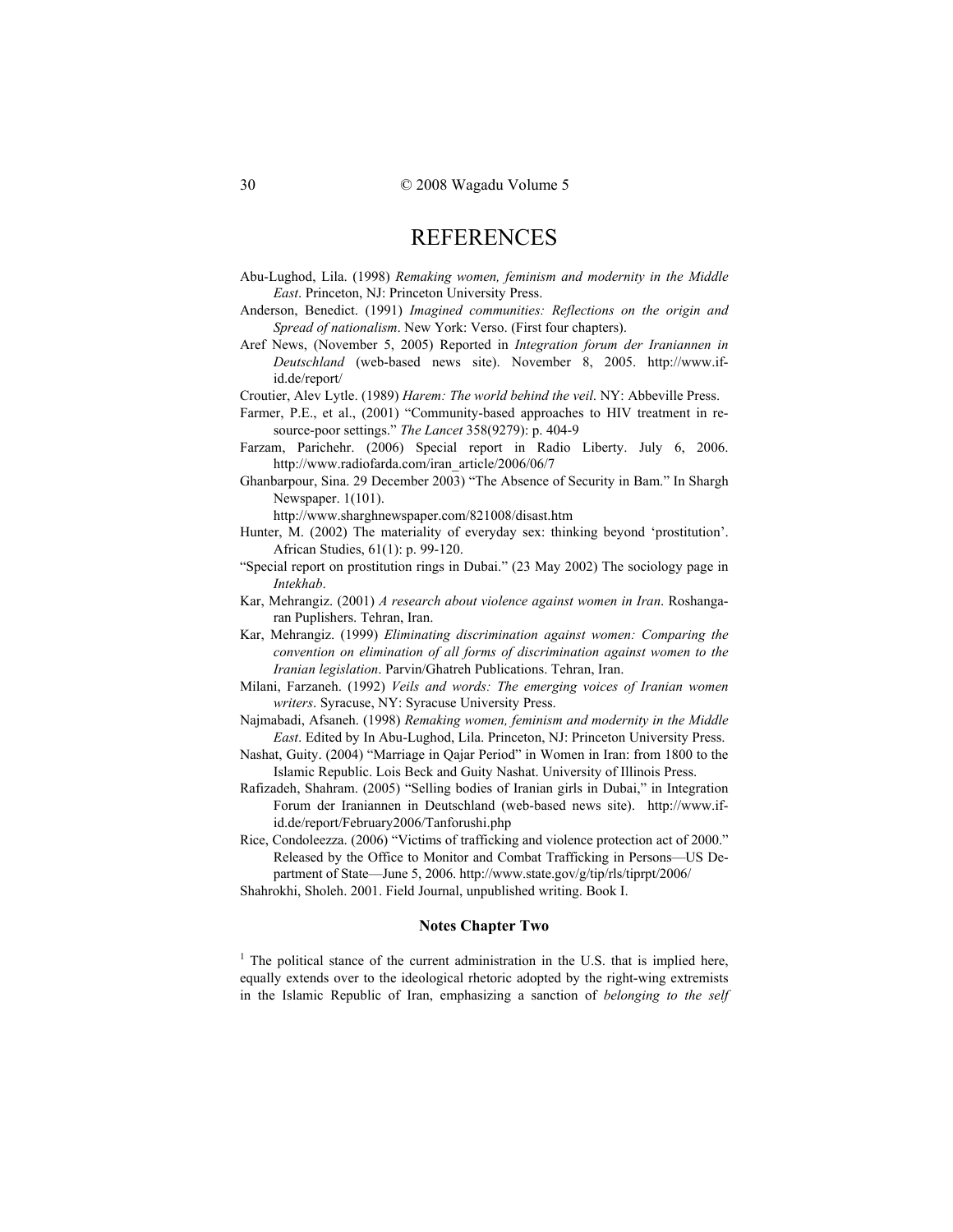# REFERENCES

Abu-Lughod, Lila. (1998) *Remaking women, feminism and modernity in the Middle East*. Princeton, NJ: Princeton University Press.

Anderson, Benedict. (1991) *Imagined communities: Reflections on the origin and Spread of nationalism*. New York: Verso. (First four chapters).

Aref News, (November 5, 2005) Reported in *Integration forum der Iraniannen in Deutschland* (web-based news site). November 8, 2005. http://www.if-id.de/report/

Croutier, Alev Lytle. (1989) *Harem: The world behind the veil*. NY: Abbeville Press.

Farmer, P.E., et al., (2001) "Community-based approaches to HIV treatment in resource-poor settings." *The Lancet* 358(9279): p. 404-9

Farzam, Parichehr. (2006) Special report in Radio Liberty. July 6, 2006. http://www.radiofarda.com/iran_article/2006/06/7

Ghanbarpour, Sina. 29 December 2003) "The Absence of Security in Bam." In Shargh Newspaper. 1(101).
http://www.sharghnewspaper.com/821008/disast.htm

Hunter, M. (2002) The materiality of everyday sex: thinking beyond 'prostitution'. African Studies, 61(1): p. 99-120.

"Special report on prostitution rings in Dubai." (23 May 2002) The sociology page in *Intekhab*.

Kar, Mehrangiz. (2001) *A research about violence against women in Iran*. Roshangaran Puplishers. Tehran, Iran.

Kar, Mehrangiz. (1999) *Eliminating discrimination against women: Comparing the convention on elimination of all forms of discrimination against women to the Iranian legislation*. Parvin/Ghatreh Publications. Tehran, Iran.

Milani, Farzaneh. (1992) *Veils and words: The emerging voices of Iranian women writers*. Syracuse, NY: Syracuse University Press.

Najmabadi, Afsaneh. (1998) *Remaking women, feminism and modernity in the Middle East*. Edited by In Abu-Lughod, Lila. Princeton, NJ: Princeton University Press.

Nashat, Guity. (2004) "Marriage in Qajar Period" in Women in Iran: from 1800 to the Islamic Republic. Lois Beck and Guity Nashat. University of Illinois Press.

Rafizadeh, Shahram. (2005) "Selling bodies of Iranian girls in Dubai," in Integration Forum der Iraniannen in Deutschland (web-based news site). http://www.if-id.de/report/February2006/Tanforushi.php

Rice, Condoleezza. (2006) "Victims of trafficking and violence protection act of 2000." Released by the Office to Monitor and Combat Trafficking in Persons—US Department of State—June 5, 2006. http://www.state.gov/g/tip/rls/tiprpt/2006/

Shahrokhi, Sholeh. 2001. Field Journal, unpublished writing. Book I.

**Notes Chapter Two**

[1] The political stance of the current administration in the U.S. that is implied here, equally extends over to the ideological rhetoric adopted by the right-wing extremists in the Islamic Republic of Iran, emphasizing a sanction of *belonging to the self*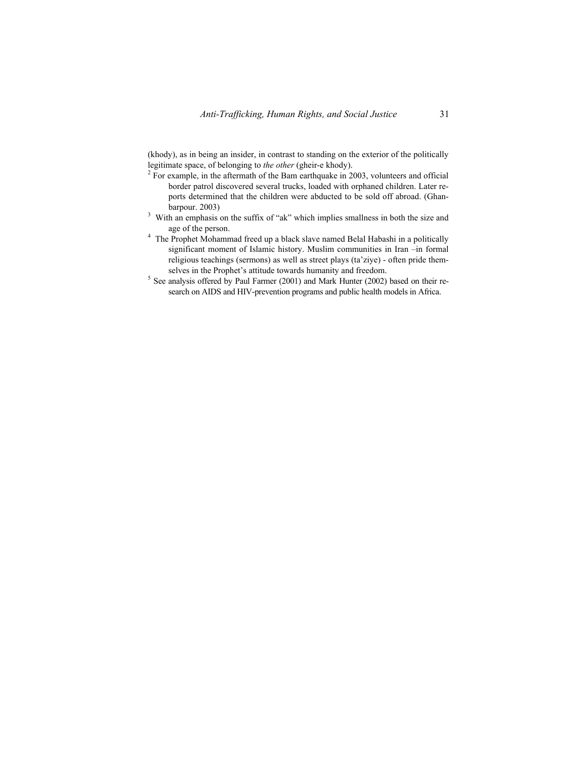(khody), as in being an insider, in contrast to standing on the exterior of the politically legitimate space, of belonging to *the other* (gheir-e khody).

[2] For example, in the aftermath of the Bam earthquake in 2003, volunteers and official border patrol discovered several trucks, loaded with orphaned children. Later reports determined that the children were abducted to be sold off abroad. (Ghanbarpour. 2003)

[3] With an emphasis on the suffix of "ak" which implies smallness in both the size and age of the person.

[4] The Prophet Mohammad freed up a black slave named Belal Habashi in a politically significant moment of Islamic history. Muslim communities in Iran –in formal religious teachings (sermons) as well as street plays (ta'ziye) - often pride themselves in the Prophet's attitude towards humanity and freedom.

[5] See analysis offered by Paul Farmer (2001) and Mark Hunter (2002) based on their research on AIDS and HIV-prevention programs and public health models in Africa.